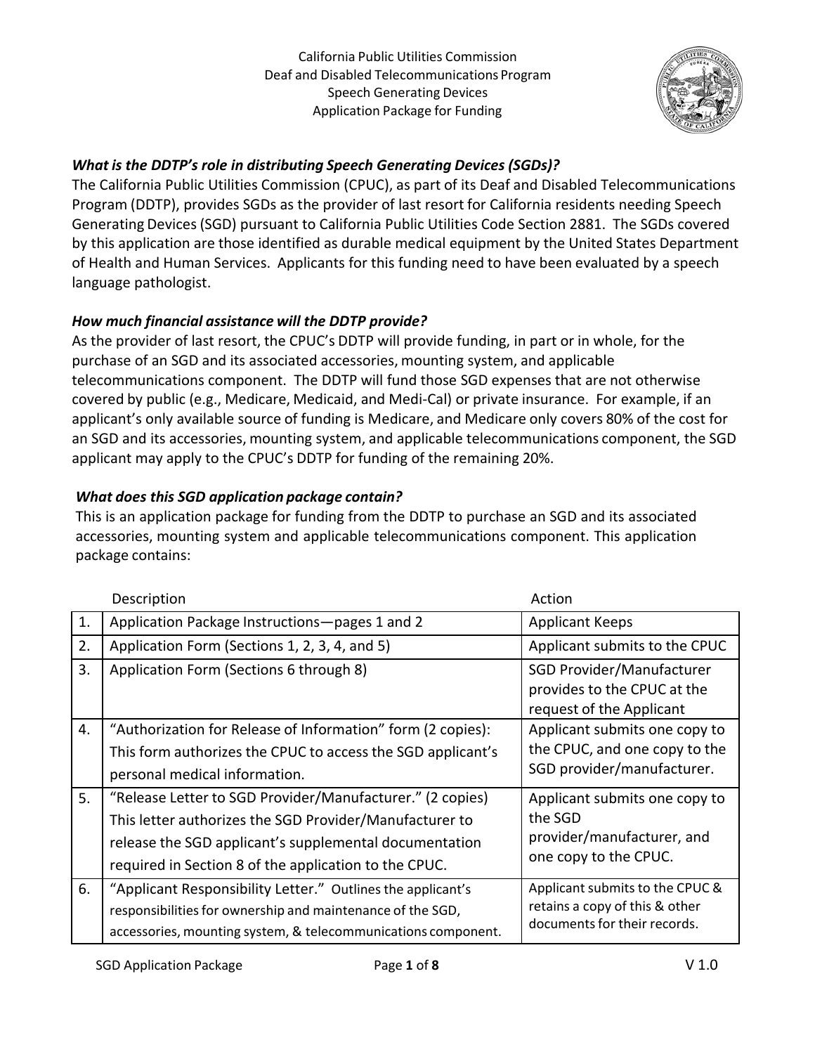California Public Utilities Commission
Deaf and Disabled Telecommunications Program
Speech Generating Devices
Application Package for Funding

### *What is the DDTP's role in distributing Speech Generating Devices (SGDs)?*

The California Public Utilities Commission (CPUC), as part of its Deaf and Disabled Telecommunications Program (DDTP), provides SGDs as the provider of last resort for California residents needing Speech Generating Devices (SGD) pursuant to California Public Utilities Code Section 2881. The SGDs covered by this application are those identified as durable medical equipment by the United States Department of Health and Human Services. Applicants for this funding need to have been evaluated by a speech language pathologist.

### *How much financial assistance will the DDTP provide?*

As the provider of last resort, the CPUC's DDTP will provide funding, in part or in whole, for the purchase of an SGD and its associated accessories, mounting system, and applicable telecommunications component. The DDTP will fund those SGD expenses that are not otherwise covered by public (e.g., Medicare, Medicaid, and Medi-Cal) or private insurance. For example, if an applicant's only available source of funding is Medicare, and Medicare only covers 80% of the cost for an SGD and its accessories, mounting system, and applicable telecommunications component, the SGD applicant may apply to the CPUC's DDTP for funding of the remaining 20%.

### *What does this SGD application package contain?*

This is an application package for funding from the DDTP to purchase an SGD and its associated accessories, mounting system and applicable telecommunications component. This application package contains:

| | Description | Action |
|---|---|---|
| 1. | Application Package Instructions—pages 1 and 2 | Applicant Keeps |
| 2. | Application Form (Sections 1, 2, 3, 4, and 5) | Applicant submits to the CPUC |
| 3. | Application Form (Sections 6 through 8) | SGD Provider/Manufacturer provides to the CPUC at the request of the Applicant |
| 4. | "Authorization for Release of Information" form (2 copies): This form authorizes the CPUC to access the SGD applicant's personal medical information. | Applicant submits one copy to the CPUC, and one copy to the SGD provider/manufacturer. |
| 5. | "Release Letter to SGD Provider/Manufacturer." (2 copies) This letter authorizes the SGD Provider/Manufacturer to release the SGD applicant's supplemental documentation required in Section 8 of the application to the CPUC. | Applicant submits one copy to the SGD provider/manufacturer, and one copy to the CPUC. |
| 6. | "Applicant Responsibility Letter." Outlines the applicant's responsibilities for ownership and maintenance of the SGD, accessories, mounting system, & telecommunications component. | Applicant submits to the CPUC & retains a copy of this & other documents for their records. |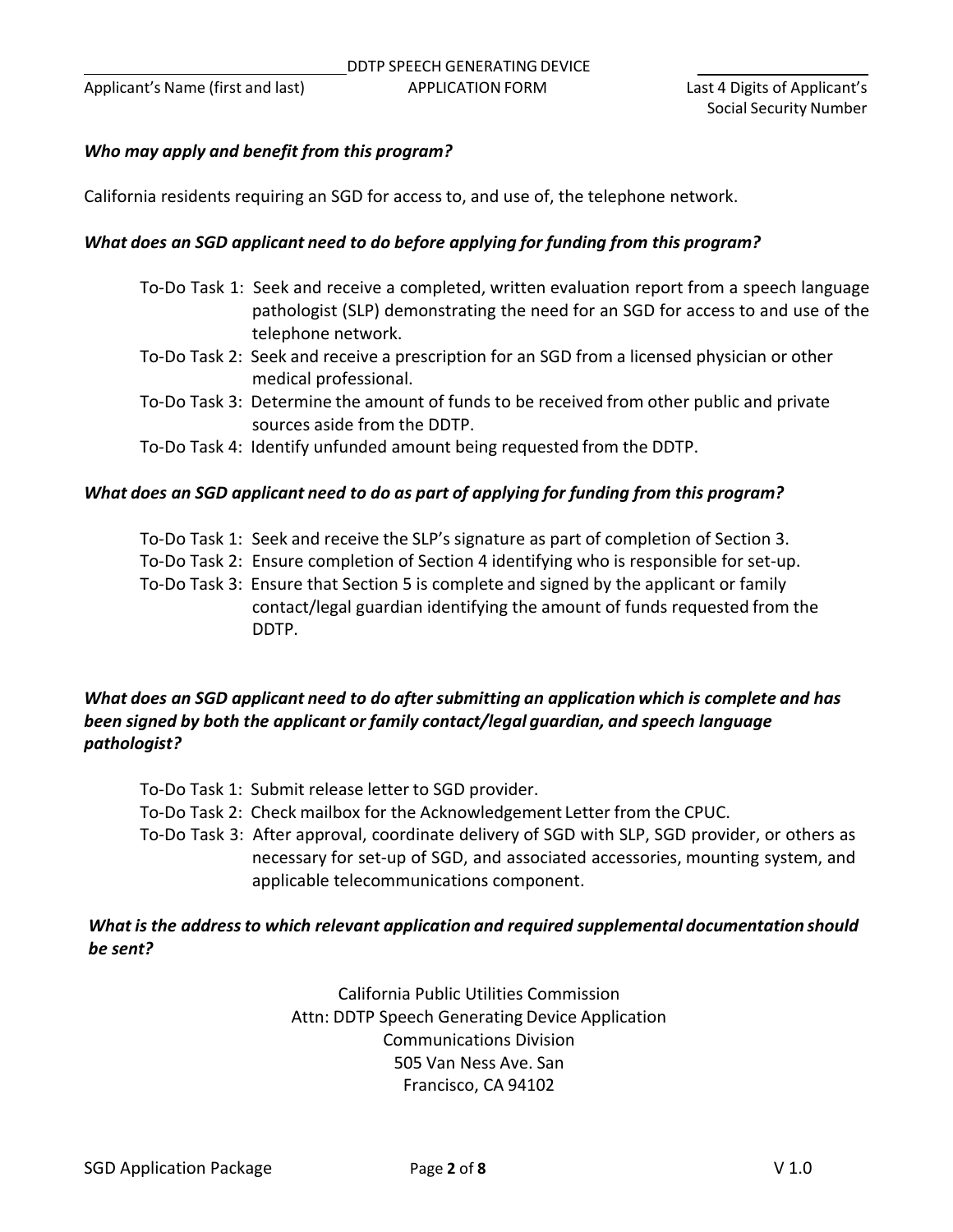*Applicant's Name (first and last)* — DDTP SPEECH GENERATING DEVICE APPLICATION FORM — Last 4 Digits of Applicant's Social Security Number

***Who may apply and benefit from this program?***

California residents requiring an SGD for access to, and use of, the telephone network.

***What does an SGD applicant need to do before applying for funding from this program?***

- To-Do Task 1: Seek and receive a completed, written evaluation report from a speech language pathologist (SLP) demonstrating the need for an SGD for access to and use of the telephone network.
- To-Do Task 2: Seek and receive a prescription for an SGD from a licensed physician or other medical professional.
- To-Do Task 3: Determine the amount of funds to be received from other public and private sources aside from the DDTP.
- To-Do Task 4: Identify unfunded amount being requested from the DDTP.

***What does an SGD applicant need to do as part of applying for funding from this program?***

- To-Do Task 1: Seek and receive the SLP's signature as part of completion of Section 3.
- To-Do Task 2: Ensure completion of Section 4 identifying who is responsible for set-up.
- To-Do Task 3: Ensure that Section 5 is complete and signed by the applicant or family contact/legal guardian identifying the amount of funds requested from the DDTP.

***What does an SGD applicant need to do after submitting an application which is complete and has been signed by both the applicant or family contact/legal guardian, and speech language pathologist?***

- To-Do Task 1: Submit release letter to SGD provider.
- To-Do Task 2: Check mailbox for the Acknowledgement Letter from the CPUC.
- To-Do Task 3: After approval, coordinate delivery of SGD with SLP, SGD provider, or others as necessary for set-up of SGD, and associated accessories, mounting system, and applicable telecommunications component.

***What is the address to which relevant application and required supplemental documentation should be sent?***

California Public Utilities Commission
Attn: DDTP Speech Generating Device Application
Communications Division
505 Van Ness Ave. San
Francisco, CA 94102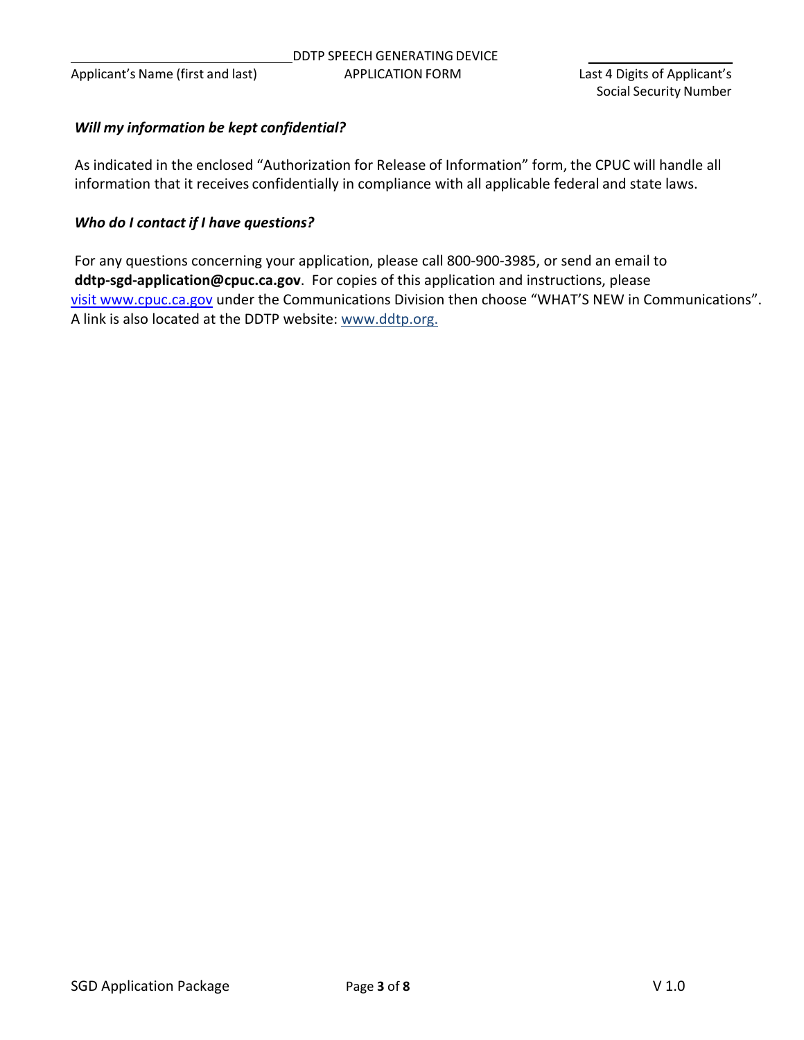***Will my information be kept confidential?***

As indicated in the enclosed "Authorization for Release of Information" form, the CPUC will handle all information that it receives confidentially in compliance with all applicable federal and state laws.

***Who do I contact if I have questions?***

For any questions concerning your application, please call 800-900-3985, or send an email to **ddtp-sgd-application@cpuc.ca.gov**. For copies of this application and instructions, please visit www.cpuc.ca.gov under the Communications Division then choose "WHAT'S NEW in Communications". A link is also located at the DDTP website: www.ddtp.org.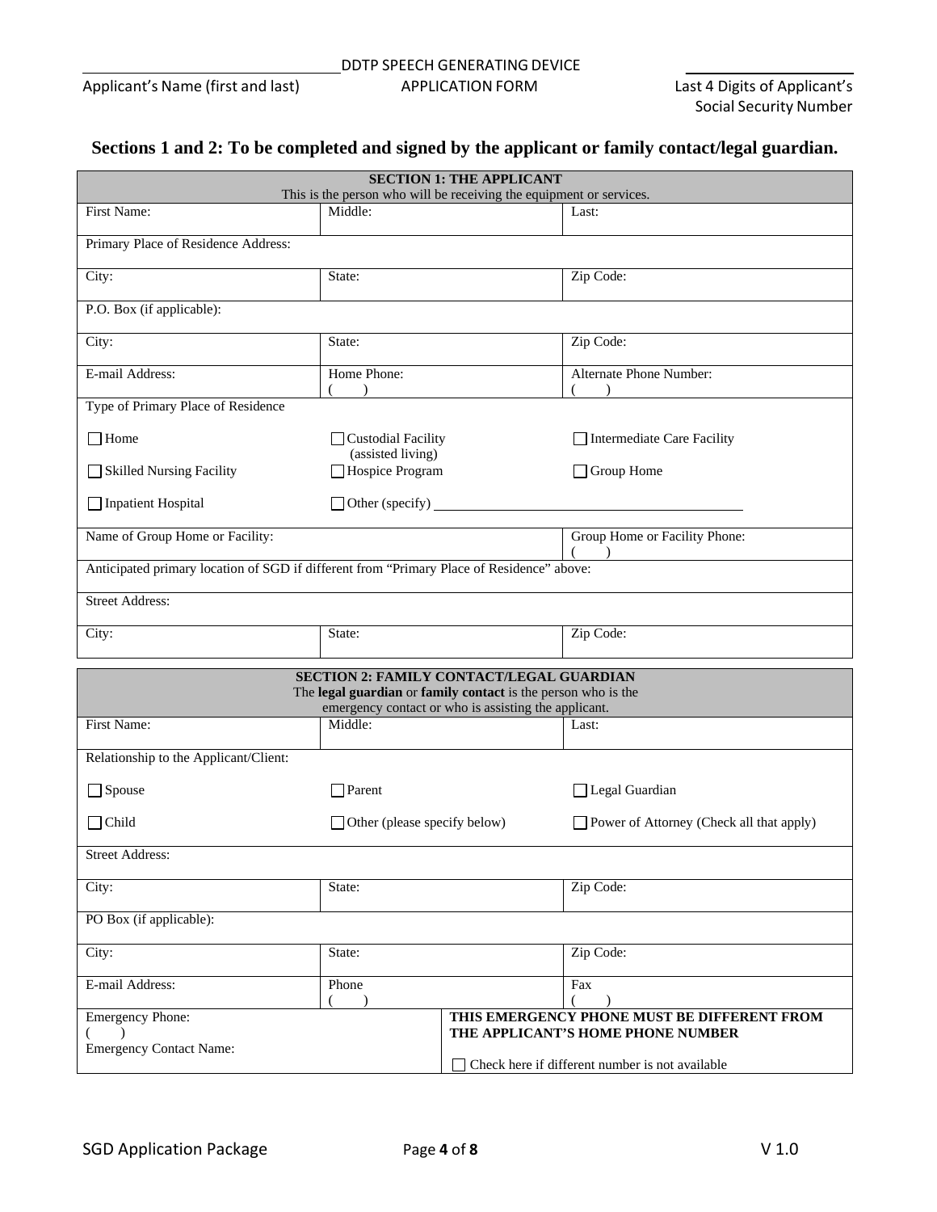Applicant's Name (first and last) — DDTP SPEECH GENERATING DEVICE APPLICATION FORM — Last 4 Digits of Applicant's Social Security Number

## Sections 1 and 2: To be completed and signed by the applicant or family contact/legal guardian.

| SECTION 1: THE APPLICANT<br>This is the person who will be receiving the equipment or services. | | |
|---|---|---|
| First Name: | Middle: | Last: |
| Primary Place of Residence Address: | | |
| City: | State: | Zip Code: |
| P.O. Box (if applicable): | | |
| City: | State: | Zip Code: |
| E-mail Address: | Home Phone:<br>( ) | Alternate Phone Number:<br>( ) |
| Type of Primary Place of Residence | | |
| ☐ Home | ☐ Custodial Facility (assisted living) | ☐ Intermediate Care Facility |
| ☐ Skilled Nursing Facility | ☐ Hospice Program | ☐ Group Home |
| ☐ Inpatient Hospital | ☐ Other (specify) ______________________ | |
| Name of Group Home or Facility: | | Group Home or Facility Phone:<br>( ) |
| Anticipated primary location of SGD if different from "Primary Place of Residence" above: | | |
| Street Address: | | |
| City: | State: | Zip Code: |

| SECTION 2: FAMILY CONTACT/LEGAL GUARDIAN<br>The **legal guardian** or **family contact** is the person who is the emergency contact or who is assisting the applicant. | | |
|---|---|---|
| First Name: | Middle: | Last: |
| Relationship to the Applicant/Client: | | |
| ☐ Spouse | ☐ Parent | ☐ Legal Guardian |
| ☐ Child | ☐ Other (please specify below) | ☐ Power of Attorney (Check all that apply) |
| Street Address: | | |
| City: | State: | Zip Code: |
| PO Box (if applicable): | | |
| City: | State: | Zip Code: |
| E-mail Address: | Phone<br>( ) | Fax<br>( ) |
| Emergency Phone:<br>( )<br>Emergency Contact Name: | **THIS EMERGENCY PHONE MUST BE DIFFERENT FROM THE APPLICANT'S HOME PHONE NUMBER**<br>☐ Check here if different number is not available | |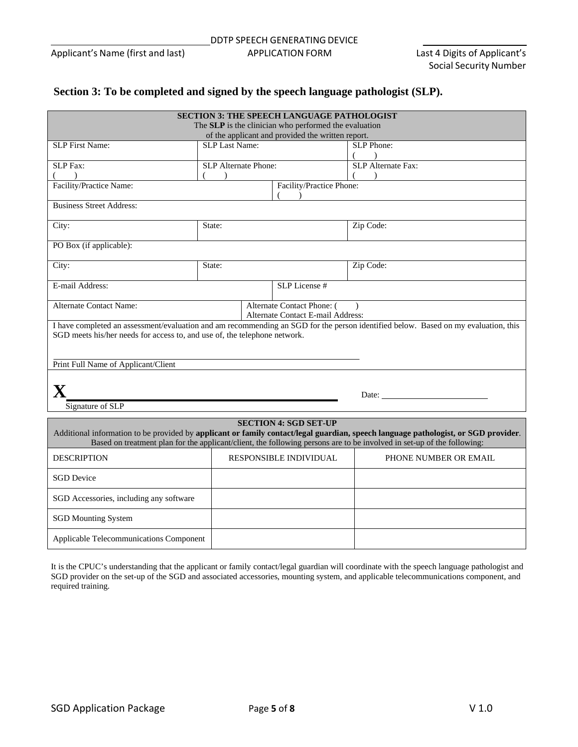Applicant's Name (first and last) | DDTP SPEECH GENERATING DEVICE APPLICATION FORM | Last 4 Digits of Applicant's Social Security Number

## Section 3: To be completed and signed by the speech language pathologist (SLP).

**SECTION 3: THE SPEECH LANGUAGE PATHOLOGIST**
The **SLP** is the clinician who performed the evaluation of the applicant and provided the written report.

| | | |
|---|---|---|
| SLP First Name: | SLP Last Name: | SLP Phone: ( ) |
| SLP Fax: ( ) | SLP Alternate Phone: ( ) | SLP Alternate Fax: ( ) |
| Facility/Practice Name: | Facility/Practice Phone: ( ) | |
| Business Street Address: | | |
| City: | State: | Zip Code: |
| PO Box (if applicable): | | |
| City: | State: | Zip Code: |
| E-mail Address: | SLP License # | |
| Alternate Contact Name: | Alternate Contact Phone: ( ) Alternate Contact E-mail Address: | |

I have completed an assessment/evaluation and am recommending an SGD for the person identified below. Based on my evaluation, this SGD meets his/her needs for access to, and use of, the telephone network.

______________________________________
Print Full Name of Applicant/Client

**X**______________________________________ Date: ____________________
Signature of SLP

**SECTION 4: SGD SET-UP**
Additional information to be provided by **applicant or family contact/legal guardian, speech language pathologist, or SGD provider**. Based on treatment plan for the applicant/client, the following persons are to be involved in set-up of the following:

| DESCRIPTION | RESPONSIBLE INDIVIDUAL | PHONE NUMBER OR EMAIL |
|---|---|---|
| SGD Device | | |
| SGD Accessories, including any software | | |
| SGD Mounting System | | |
| Applicable Telecommunications Component | | |

It is the CPUC's understanding that the applicant or family contact/legal guardian will coordinate with the speech language pathologist and SGD provider on the set-up of the SGD and associated accessories, mounting system, and applicable telecommunications component, and required training.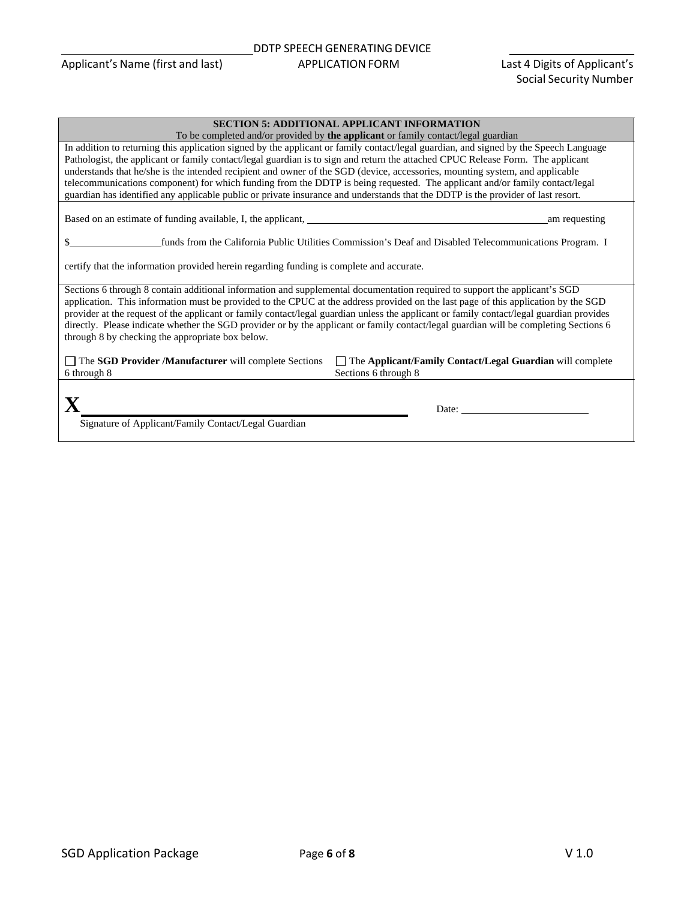Applicant's Name (first and last) | DDTP SPEECH GENERATING DEVICE APPLICATION FORM | Last 4 Digits of Applicant's Social Security Number

## SECTION 5: ADDITIONAL APPLICANT INFORMATION

To be completed and/or provided by **the applicant** or family contact/legal guardian

In addition to returning this application signed by the applicant or family contact/legal guardian, and signed by the Speech Language Pathologist, the applicant or family contact/legal guardian is to sign and return the attached CPUC Release Form. The applicant understands that he/she is the intended recipient and owner of the SGD (device, accessories, mounting system, and applicable telecommunications component) for which funding from the DDTP is being requested. The applicant and/or family contact/legal guardian has identified any applicable public or private insurance and understands that the DDTP is the provider of last resort.

Based on an estimate of funding available, I, the applicant, ______________________________ am requesting

$______________ funds from the California Public Utilities Commission's Deaf and Disabled Telecommunications Program. I certify that the information provided herein regarding funding is complete and accurate.

Sections 6 through 8 contain additional information and supplemental documentation required to support the applicant's SGD application. This information must be provided to the CPUC at the address provided on the last page of this application by the SGD provider at the request of the applicant or family contact/legal guardian unless the applicant or family contact/legal guardian provides directly. Please indicate whether the SGD provider or by the applicant or family contact/legal guardian will be completing Sections 6 through 8 by checking the appropriate box below.

☐ The **SGD Provider /Manufacturer** will complete Sections 6 through 8

☐ The **Applicant/Family Contact/Legal Guardian** will complete Sections 6 through 8

**X** ______________________________________ Date: ____________________

Signature of Applicant/Family Contact/Legal Guardian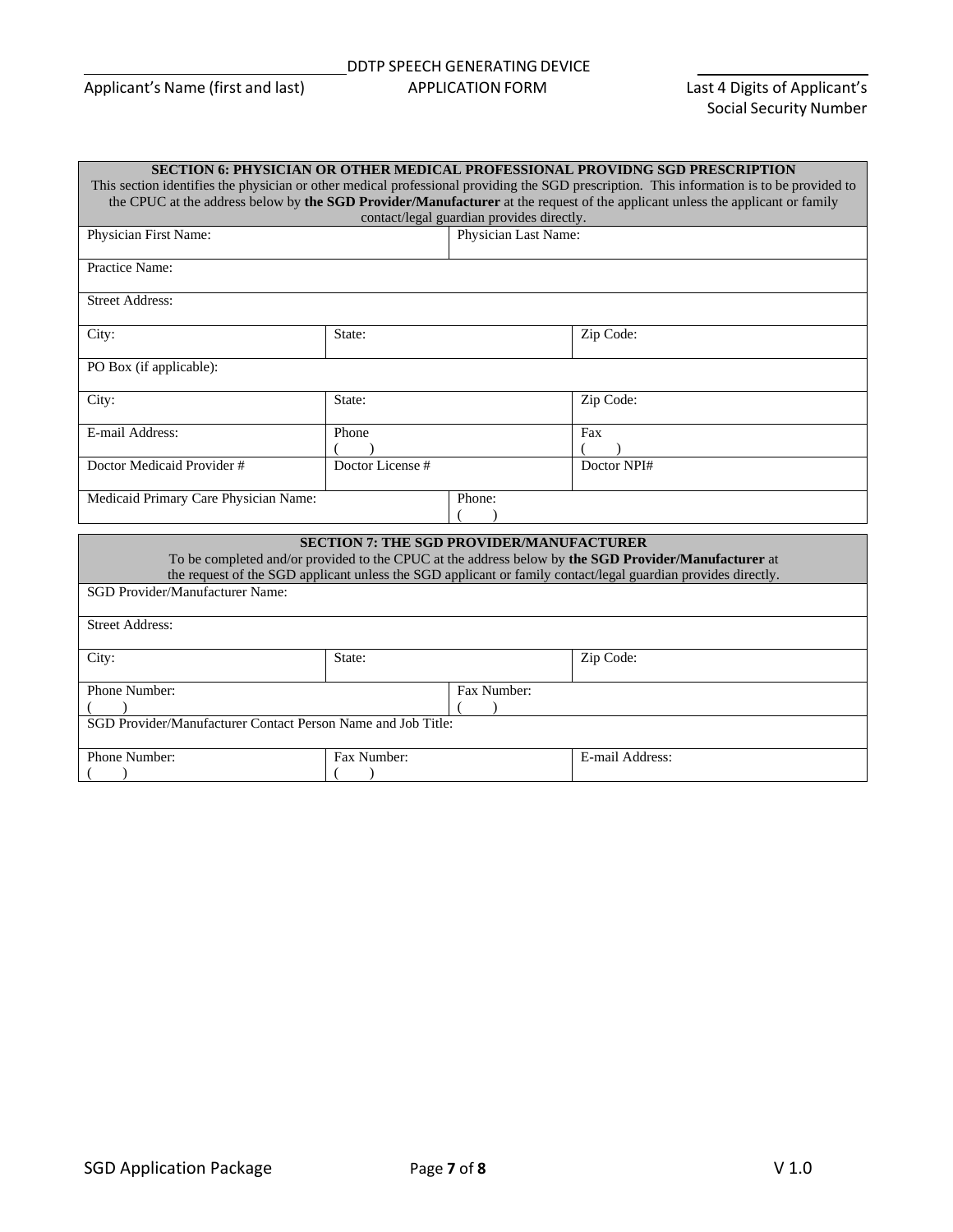______________________________ DDTP SPEECH GENERATING DEVICE APPLICATION FORM ______________

Applicant's Name (first and last) | Last 4 Digits of Applicant's Social Security Number

| **SECTION 6: PHYSICIAN OR OTHER MEDICAL PROFESSIONAL PROVIDNG SGD PRESCRIPTION** This section identifies the physician or other medical professional providing the SGD prescription. This information is to be provided to the CPUC at the address below by **the SGD Provider/Manufacturer** at the request of the applicant unless the applicant or family contact/legal guardian provides directly. | | |
|---|---|---|
| Physician First Name: | Physician Last Name: | |
| Practice Name: | | |
| Street Address: | | |
| City: | State: | Zip Code: |
| PO Box (if applicable): | | |
| City: | State: | Zip Code: |
| E-mail Address: | Phone ( ) | Fax ( ) |
| Doctor Medicaid Provider # | Doctor License # | Doctor NPI# |
| Medicaid Primary Care Physician Name: | Phone: ( ) | |

| **SECTION 7: THE SGD PROVIDER/MANUFACTURER** To be completed and/or provided to the CPUC at the address below by **the SGD Provider/Manufacturer** at the request of the SGD applicant unless the SGD applicant or family contact/legal guardian provides directly. | | |
|---|---|---|
| SGD Provider/Manufacturer Name: | | |
| Street Address: | | |
| City: | State: | Zip Code: |
| Phone Number: ( ) | Fax Number: ( ) | |
| SGD Provider/Manufacturer Contact Person Name and Job Title: | | |
| Phone Number: ( ) | Fax Number: ( ) | E-mail Address: |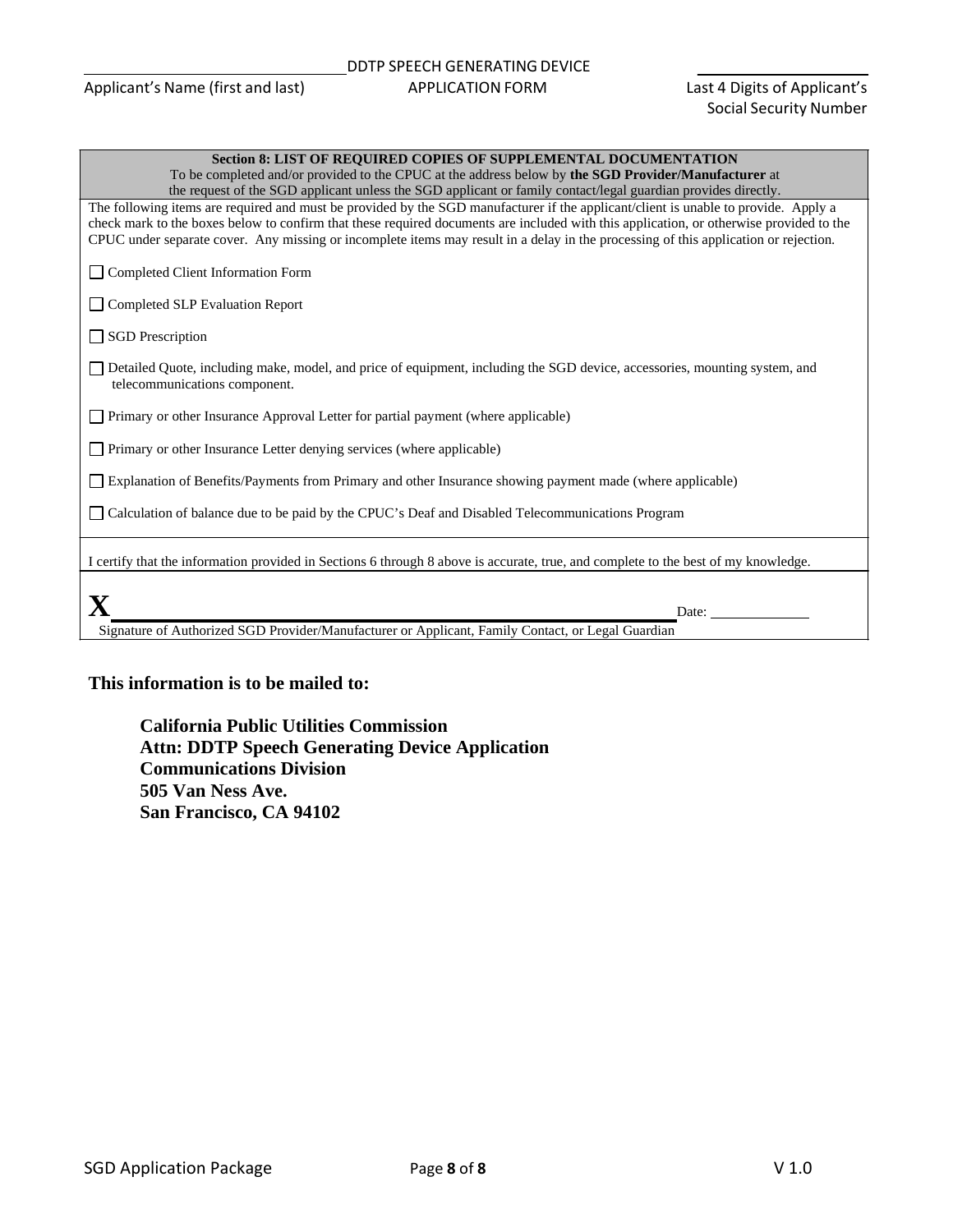Applicant's Name (first and last) — DDTP SPEECH GENERATING DEVICE APPLICATION FORM — Last 4 Digits of Applicant's Social Security Number

**Section 8: LIST OF REQUIRED COPIES OF SUPPLEMENTAL DOCUMENTATION**

To be completed and/or provided to the CPUC at the address below by **the SGD Provider/Manufacturer** at the request of the SGD applicant unless the SGD applicant or family contact/legal guardian provides directly.

The following items are required and must be provided by the SGD manufacturer if the applicant/client is unable to provide. Apply a check mark to the boxes below to confirm that these required documents are included with this application, or otherwise provided to the CPUC under separate cover. Any missing or incomplete items may result in a delay in the processing of this application or rejection.

- ☐ Completed Client Information Form
- ☐ Completed SLP Evaluation Report
- ☐ SGD Prescription
- ☐ Detailed Quote, including make, model, and price of equipment, including the SGD device, accessories, mounting system, and telecommunications component.
- ☐ Primary or other Insurance Approval Letter for partial payment (where applicable)
- ☐ Primary or other Insurance Letter denying services (where applicable)
- ☐ Explanation of Benefits/Payments from Primary and other Insurance showing payment made (where applicable)
- ☐ Calculation of balance due to be paid by the CPUC's Deaf and Disabled Telecommunications Program

I certify that the information provided in Sections 6 through 8 above is accurate, true, and complete to the best of my knowledge.

**X**_______________________________________________ Date: ____________

Signature of Authorized SGD Provider/Manufacturer or Applicant, Family Contact, or Legal Guardian

**This information is to be mailed to:**

**California Public Utilities Commission**
**Attn: DDTP Speech Generating Device Application**
**Communications Division**
**505 Van Ness Ave.**
**San Francisco, CA 94102**